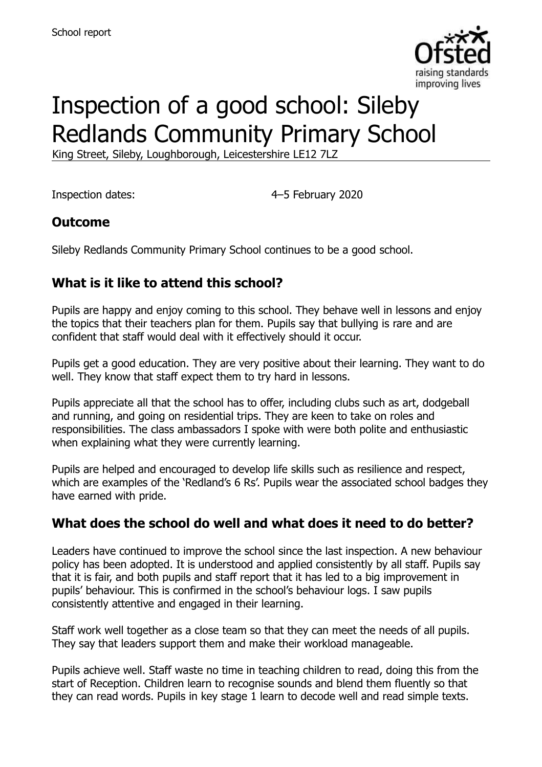School report

# Inspection of a good school: Sileby Redlands Community Primary School

King Street, Sileby, Loughborough, Leicestershire LE12 7LZ

Inspection dates: 4–5 February 2020

## Outcome

Sileby Redlands Community Primary School continues to be a good school.

## What is it like to attend this school?

Pupils are happy and enjoy coming to this school. They behave well in lessons and enjoy the topics that their teachers plan for them. Pupils say that bullying is rare and are confident that staff would deal with it effectively should it occur.

Pupils get a good education. They are very positive about their learning. They want to do well. They know that staff expect them to try hard in lessons.

Pupils appreciate all that the school has to offer, including clubs such as art, dodgeball and running, and going on residential trips. They are keen to take on roles and responsibilities. The class ambassadors I spoke with were both polite and enthusiastic when explaining what they were currently learning.

Pupils are helped and encouraged to develop life skills such as resilience and respect, which are examples of the 'Redland's 6 Rs'. Pupils wear the associated school badges they have earned with pride.

## What does the school do well and what does it need to do better?

Leaders have continued to improve the school since the last inspection. A new behaviour policy has been adopted. It is understood and applied consistently by all staff. Pupils say that it is fair, and both pupils and staff report that it has led to a big improvement in pupils' behaviour. This is confirmed in the school's behaviour logs. I saw pupils consistently attentive and engaged in their learning.

Staff work well together as a close team so that they can meet the needs of all pupils. They say that leaders support them and make their workload manageable.

Pupils achieve well. Staff waste no time in teaching children to read, doing this from the start of Reception. Children learn to recognise sounds and blend them fluently so that they can read words. Pupils in key stage 1 learn to decode well and read simple texts.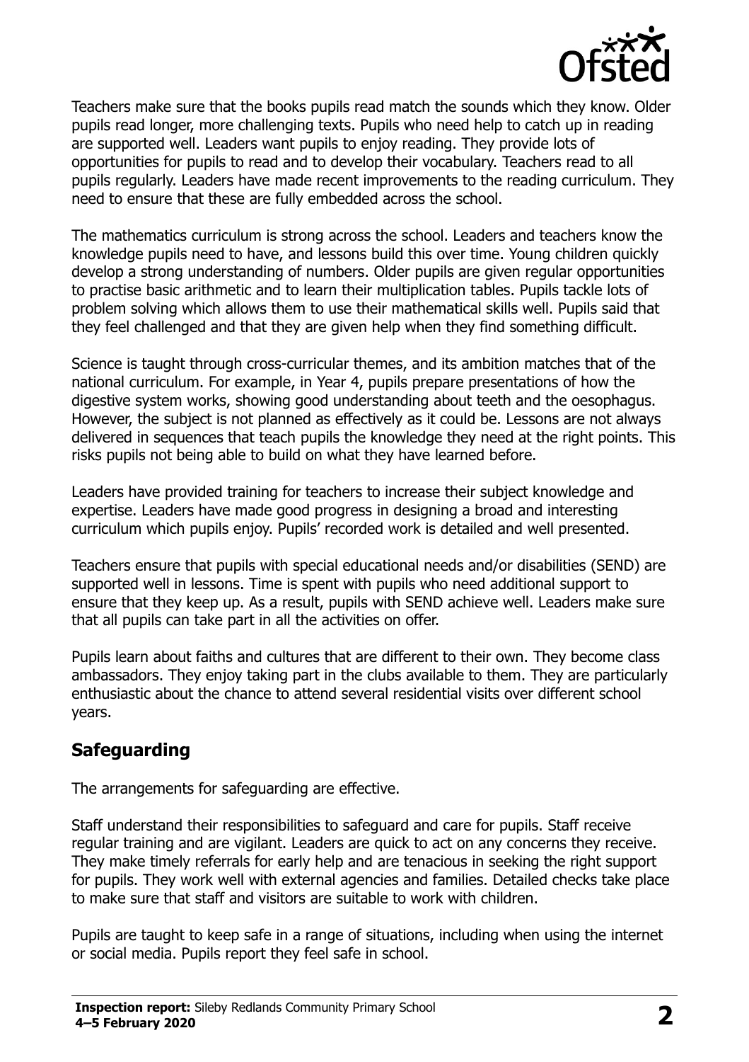Teachers make sure that the books pupils read match the sounds which they know. Older pupils read longer, more challenging texts. Pupils who need help to catch up in reading are supported well. Leaders want pupils to enjoy reading. They provide lots of opportunities for pupils to read and to develop their vocabulary. Teachers read to all pupils regularly. Leaders have made recent improvements to the reading curriculum. They need to ensure that these are fully embedded across the school.

The mathematics curriculum is strong across the school. Leaders and teachers know the knowledge pupils need to have, and lessons build this over time. Young children quickly develop a strong understanding of numbers. Older pupils are given regular opportunities to practise basic arithmetic and to learn their multiplication tables. Pupils tackle lots of problem solving which allows them to use their mathematical skills well. Pupils said that they feel challenged and that they are given help when they find something difficult.

Science is taught through cross-curricular themes, and its ambition matches that of the national curriculum. For example, in Year 4, pupils prepare presentations of how the digestive system works, showing good understanding about teeth and the oesophagus. However, the subject is not planned as effectively as it could be. Lessons are not always delivered in sequences that teach pupils the knowledge they need at the right points. This risks pupils not being able to build on what they have learned before.

Leaders have provided training for teachers to increase their subject knowledge and expertise. Leaders have made good progress in designing a broad and interesting curriculum which pupils enjoy. Pupils' recorded work is detailed and well presented.

Teachers ensure that pupils with special educational needs and/or disabilities (SEND) are supported well in lessons. Time is spent with pupils who need additional support to ensure that they keep up. As a result, pupils with SEND achieve well. Leaders make sure that all pupils can take part in all the activities on offer.

Pupils learn about faiths and cultures that are different to their own. They become class ambassadors. They enjoy taking part in the clubs available to them. They are particularly enthusiastic about the chance to attend several residential visits over different school years.

## Safeguarding

The arrangements for safeguarding are effective.

Staff understand their responsibilities to safeguard and care for pupils. Staff receive regular training and are vigilant. Leaders are quick to act on any concerns they receive. They make timely referrals for early help and are tenacious in seeking the right support for pupils. They work well with external agencies and families. Detailed checks take place to make sure that staff and visitors are suitable to work with children.

Pupils are taught to keep safe in a range of situations, including when using the internet or social media. Pupils report they feel safe in school.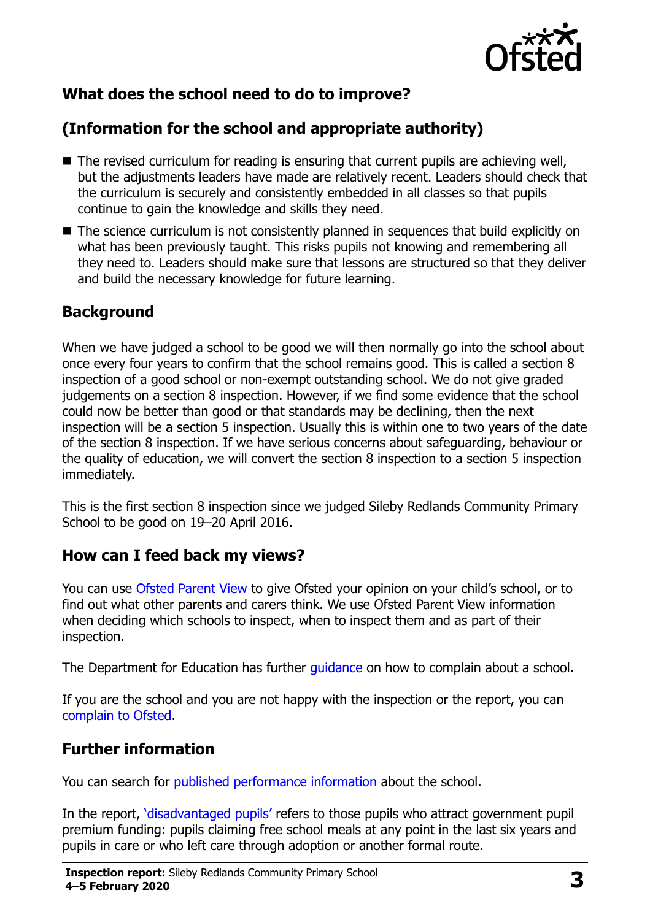## What does the school need to do to improve?

## (Information for the school and appropriate authority)

- The revised curriculum for reading is ensuring that current pupils are achieving well, but the adjustments leaders have made are relatively recent. Leaders should check that the curriculum is securely and consistently embedded in all classes so that pupils continue to gain the knowledge and skills they need.
- The science curriculum is not consistently planned in sequences that build explicitly on what has been previously taught. This risks pupils not knowing and remembering all they need to. Leaders should make sure that lessons are structured so that they deliver and build the necessary knowledge for future learning.

## Background

When we have judged a school to be good we will then normally go into the school about once every four years to confirm that the school remains good. This is called a section 8 inspection of a good school or non-exempt outstanding school. We do not give graded judgements on a section 8 inspection. However, if we find some evidence that the school could now be better than good or that standards may be declining, then the next inspection will be a section 5 inspection. Usually this is within one to two years of the date of the section 8 inspection. If we have serious concerns about safeguarding, behaviour or the quality of education, we will convert the section 8 inspection to a section 5 inspection immediately.

This is the first section 8 inspection since we judged Sileby Redlands Community Primary School to be good on 19–20 April 2016.

## How can I feed back my views?

You can use Ofsted Parent View to give Ofsted your opinion on your child's school, or to find out what other parents and carers think. We use Ofsted Parent View information when deciding which schools to inspect, when to inspect them and as part of their inspection.

The Department for Education has further guidance on how to complain about a school.

If you are the school and you are not happy with the inspection or the report, you can complain to Ofsted.

## Further information

You can search for published performance information about the school.

In the report, 'disadvantaged pupils' refers to those pupils who attract government pupil premium funding: pupils claiming free school meals at any point in the last six years and pupils in care or who left care through adoption or another formal route.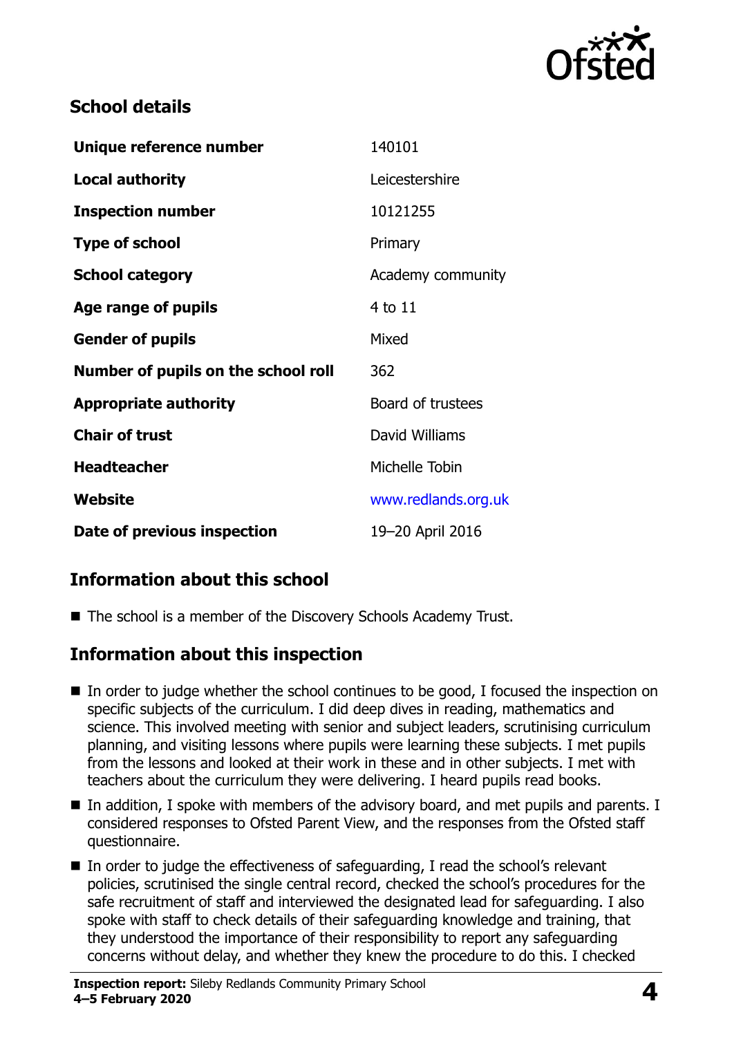## School details

| | |
|---|---|
| **Unique reference number** | 140101 |
| **Local authority** | Leicestershire |
| **Inspection number** | 10121255 |
| **Type of school** | Primary |
| **School category** | Academy community |
| **Age range of pupils** | 4 to 11 |
| **Gender of pupils** | Mixed |
| **Number of pupils on the school roll** | 362 |
| **Appropriate authority** | Board of trustees |
| **Chair of trust** | David Williams |
| **Headteacher** | Michelle Tobin |
| **Website** | www.redlands.org.uk |
| **Date of previous inspection** | 19–20 April 2016 |

## Information about this school

- The school is a member of the Discovery Schools Academy Trust.

## Information about this inspection

- In order to judge whether the school continues to be good, I focused the inspection on specific subjects of the curriculum. I did deep dives in reading, mathematics and science. This involved meeting with senior and subject leaders, scrutinising curriculum planning, and visiting lessons where pupils were learning these subjects. I met pupils from the lessons and looked at their work in these and in other subjects. I met with teachers about the curriculum they were delivering. I heard pupils read books.
- In addition, I spoke with members of the advisory board, and met pupils and parents. I considered responses to Ofsted Parent View, and the responses from the Ofsted staff questionnaire.
- In order to judge the effectiveness of safeguarding, I read the school's relevant policies, scrutinised the single central record, checked the school's procedures for the safe recruitment of staff and interviewed the designated lead for safeguarding. I also spoke with staff to check details of their safeguarding knowledge and training, that they understood the importance of their responsibility to report any safeguarding concerns without delay, and whether they knew the procedure to do this. I checked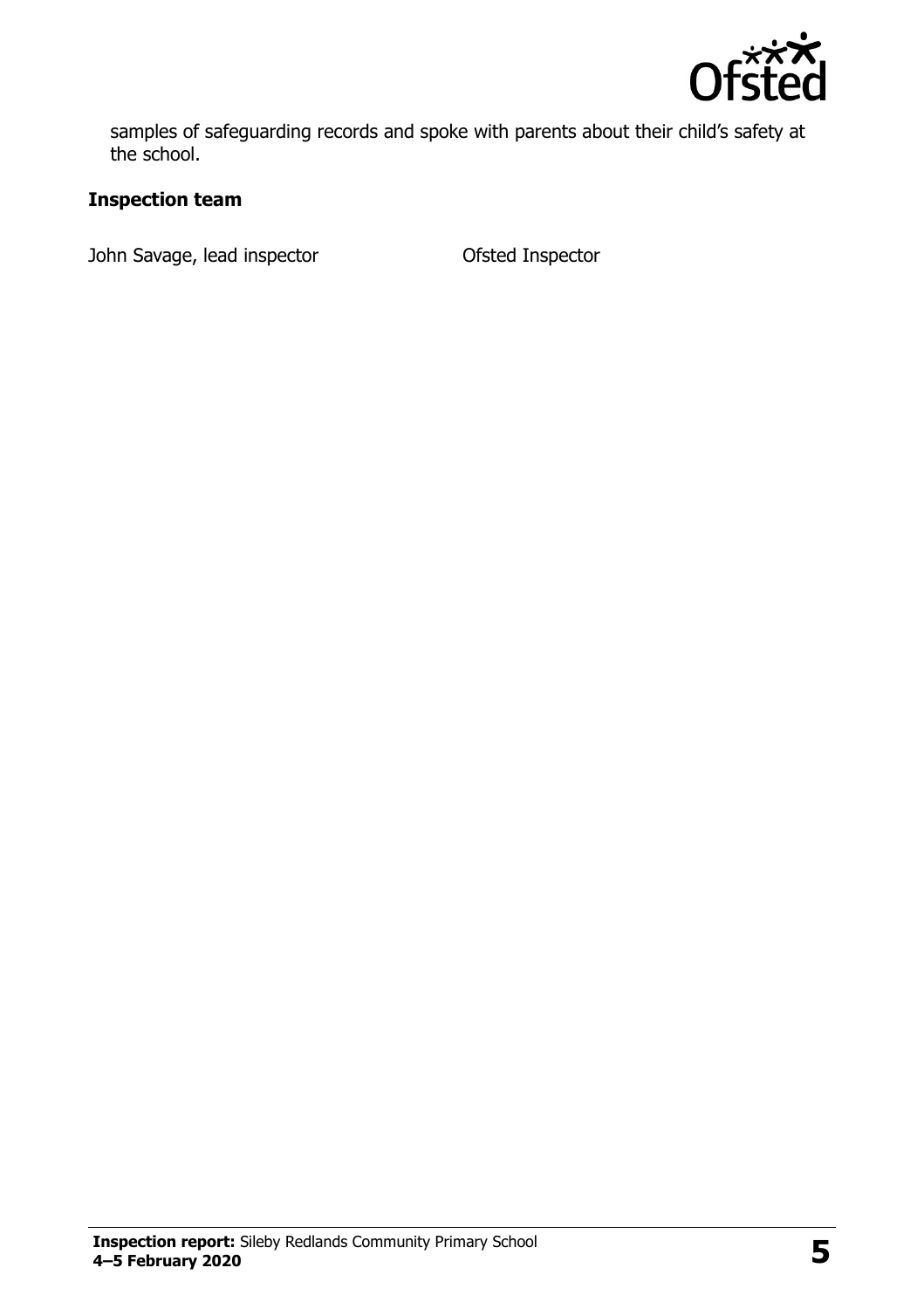samples of safeguarding records and spoke with parents about their child's safety at the school.

### Inspection team

| | |
|---|---|
| John Savage, lead inspector | Ofsted Inspector |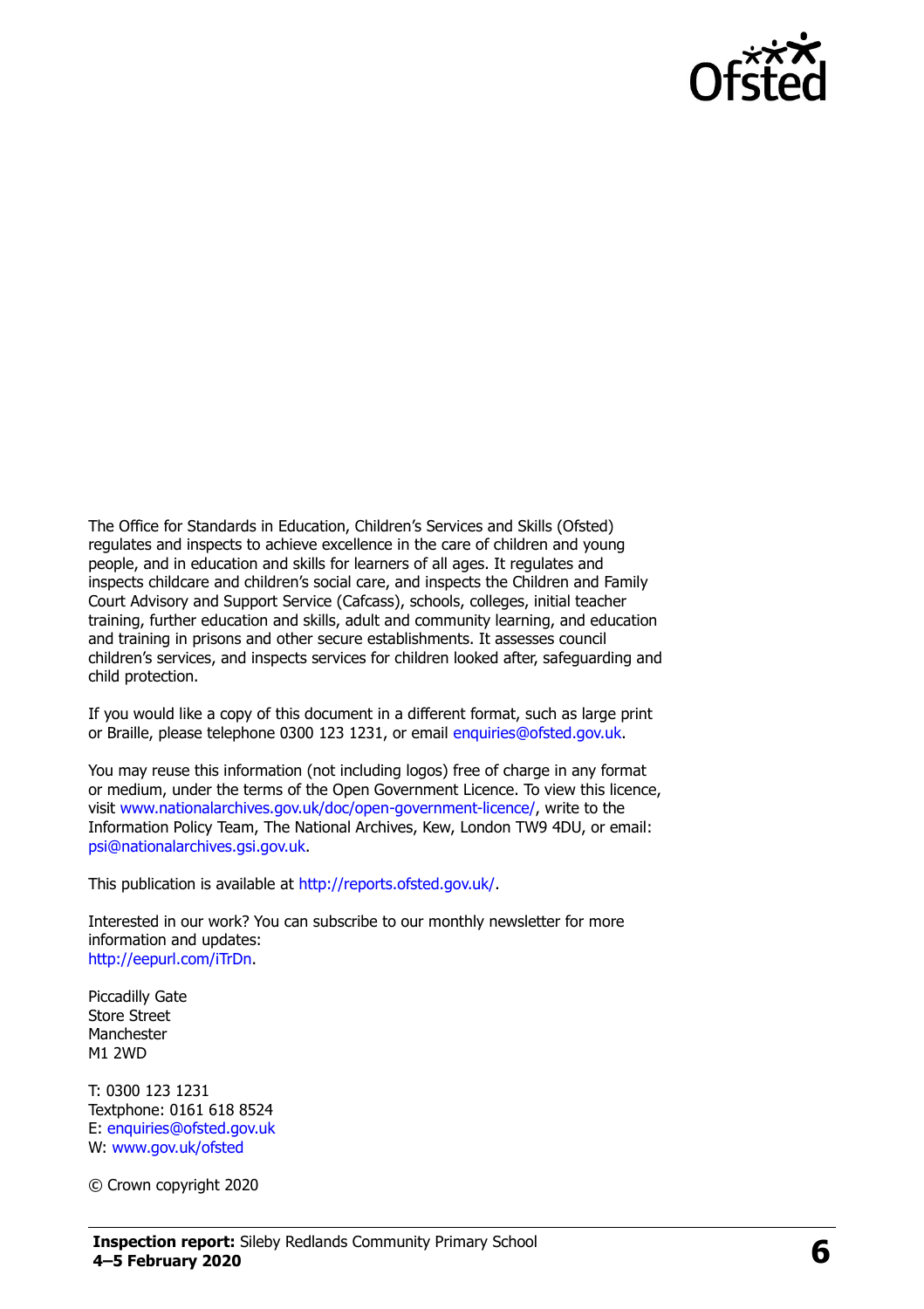The Office for Standards in Education, Children's Services and Skills (Ofsted) regulates and inspects to achieve excellence in the care of children and young people, and in education and skills for learners of all ages. It regulates and inspects childcare and children's social care, and inspects the Children and Family Court Advisory and Support Service (Cafcass), schools, colleges, initial teacher training, further education and skills, adult and community learning, and education and training in prisons and other secure establishments. It assesses council children's services, and inspects services for children looked after, safeguarding and child protection.

If you would like a copy of this document in a different format, such as large print or Braille, please telephone 0300 123 1231, or email enquiries@ofsted.gov.uk.

You may reuse this information (not including logos) free of charge in any format or medium, under the terms of the Open Government Licence. To view this licence, visit www.nationalarchives.gov.uk/doc/open-government-licence/, write to the Information Policy Team, The National Archives, Kew, London TW9 4DU, or email: psi@nationalarchives.gsi.gov.uk.

This publication is available at http://reports.ofsted.gov.uk/.

Interested in our work? You can subscribe to our monthly newsletter for more information and updates:
http://eepurl.com/iTrDn.

Piccadilly Gate
Store Street
Manchester
M1 2WD

T: 0300 123 1231
Textphone: 0161 618 8524
E: enquiries@ofsted.gov.uk
W: www.gov.uk/ofsted

© Crown copyright 2020